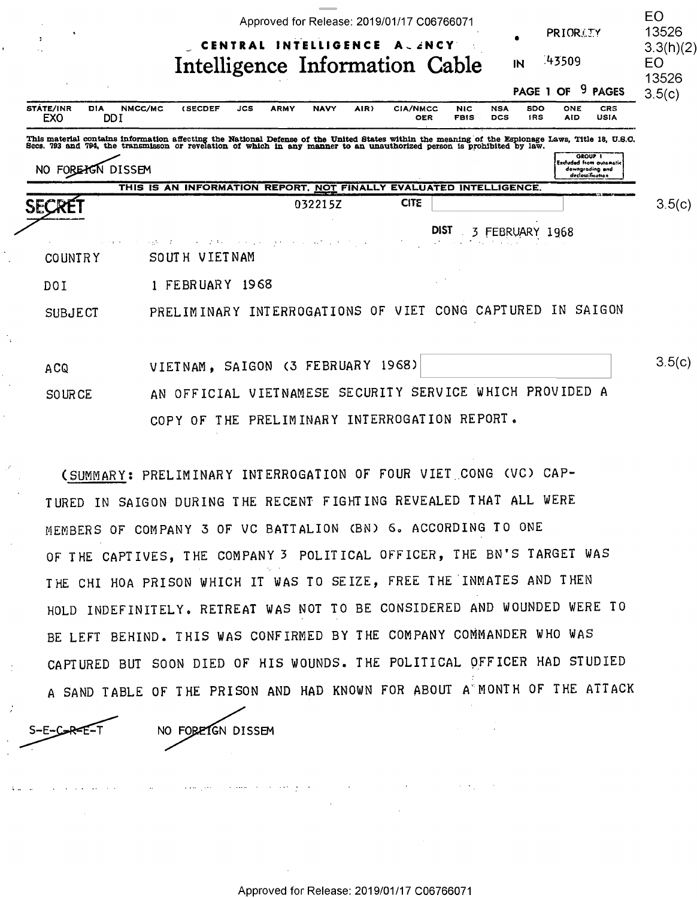CENTRAL INTELLIGENCE AGENCY

# Intelligence Information Cable

PRIORITY

IN 43509

PAGE 1 OF 9 PAGES

EO 13526 3.3(h)(2)
EO 13526 3.5(c)

| STATE/INR | DIA | NMCC/MC | (SECDEF | JCS | ARMY | NAVY | AIR) | CIA/NMCC | NIC | NSA | SDO | ONE | CRS |
|---|---|---|---|---|---|---|---|---|---|---|---|---|---|
| EXO | DDI | | | | | | | OER | FBIS | DCS | IRS | AID | USIA |

This material contains information affecting the National Defense of the United States within the meaning of the Espionage Laws, Title 18, U.S.C. Secs. 793 and 794, the transmisson or revelation of which in any manner to an unauthorized person is prohibited by law.

NO FOREIGN DISSEM

GROUP 1 Excluded from automatic downgrading and declassification

THIS IS AN INFORMATION REPORT, NOT FINALLY EVALUATED INTELLIGENCE.

SECRET 032215Z CITE [redacted] 3.5(c)

DIST 3 FEBRUARY 1968

COUNTRY SOUTH VIETNAM

DOI 1 FEBRUARY 1968

SUBJECT PRELIMINARY INTERROGATIONS OF VIET CONG CAPTURED IN SAIGON

ACQ VIETNAM, SAIGON (3 FEBRUARY 1968) [redacted] 3.5(c)

SOURCE AN OFFICIAL VIETNAMESE SECURITY SERVICE WHICH PROVIDED A COPY OF THE PRELIMINARY INTERROGATION REPORT.

(SUMMARY: PRELIMINARY INTERROGATION OF FOUR VIET CONG (VC) CAPTURED IN SAIGON DURING THE RECENT FIGHTING REVEALED THAT ALL WERE MEMBERS OF COMPANY 3 OF VC BATTALION (BN) 6. ACCORDING TO ONE OF THE CAPTIVES, THE COMPANY 3 POLITICAL OFFICER, THE BN'S TARGET WAS THE CHI HOA PRISON WHICH IT WAS TO SEIZE, FREE THE INMATES AND THEN HOLD INDEFINITELY. RETREAT WAS NOT TO BE CONSIDERED AND WOUNDED WERE TO BE LEFT BEHIND. THIS WAS CONFIRMED BY THE COMPANY COMMANDER WHO WAS CAPTURED BUT SOON DIED OF HIS WOUNDS. THE POLITICAL OFFICER HAD STUDIED A SAND TABLE OF THE PRISON AND HAD KNOWN FOR ABOUT A MONTH OF THE ATTACK

S-E-C-R-E-T NO FOREIGN DISSEM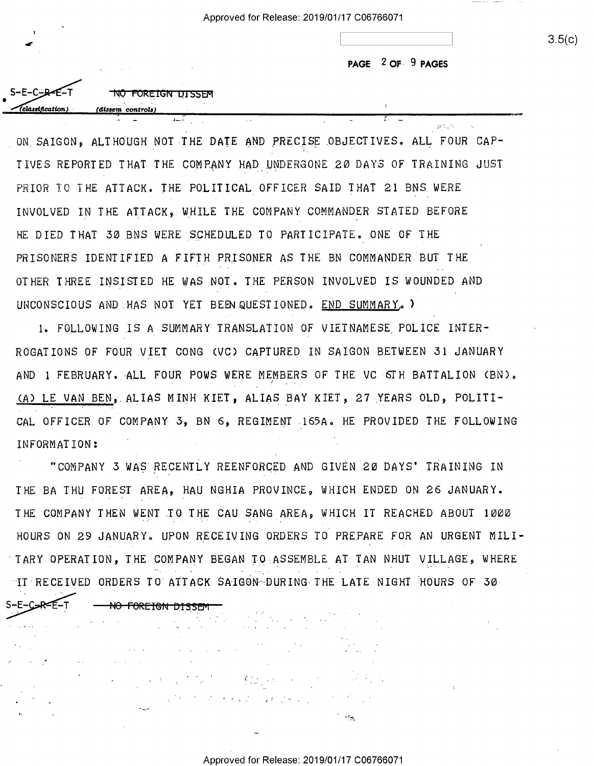S-E-C-R-E-T ~~NO FOREIGN DISSEM~~
(classification) (dissem controls)

ON SAIGON, ALTHOUGH NOT THE DATE AND PRECISE OBJECTIVES. ALL FOUR CAPTIVES REPORTED THAT THE COMPANY HAD UNDERGONE 20 DAYS OF TRAINING JUST PRIOR TO THE ATTACK. THE POLITICAL OFFICER SAID THAT 21 BNS WERE INVOLVED IN THE ATTACK, WHILE THE COMPANY COMMANDER STATED BEFORE HE DIED THAT 30 BNS WERE SCHEDULED TO PARTICIPATE. ONE OF THE PRISONERS IDENTIFIED A FIFTH PRISONER AS THE BN COMMANDER BUT THE OTHER THREE INSISTED HE WAS NOT. THE PERSON INVOLVED IS WOUNDED AND UNCONSCIOUS AND HAS NOT YET BEEN QUESTIONED. END SUMMARY. )

1. FOLLOWING IS A SUMMARY TRANSLATION OF VIETNAMESE POLICE INTERROGATIONS OF FOUR VIET CONG (VC) CAPTURED IN SAIGON BETWEEN 31 JANUARY AND 1 FEBRUARY. ALL FOUR POWS WERE MEMBERS OF THE VC 6TH BATTALION (BN). (A) LE VAN BEN, ALIAS MINH KIET, ALIAS BAY KIET, 27 YEARS OLD, POLITICAL OFFICER OF COMPANY 3, BN 6, REGIMENT 165A. HE PROVIDED THE FOLLOWING INFORMATION:

"COMPANY 3 WAS RECENTLY REENFORCED AND GIVEN 20 DAYS' TRAINING IN THE BA THU FOREST AREA, HAU NGHIA PROVINCE, WHICH ENDED ON 26 JANUARY. THE COMPANY THEN WENT TO THE CAU SANG AREA, WHICH IT REACHED ABOUT 1000 HOURS ON 29 JANUARY. UPON RECEIVING ORDERS TO PREPARE FOR AN URGENT MILITARY OPERATION, THE COMPANY BEGAN TO ASSEMBLE AT TAN NHUT VILLAGE, WHERE IT RECEIVED ORDERS TO ATTACK SAIGON DURING THE LATE NIGHT HOURS OF 30

S-E-C-R-E-T ~~NO FOREIGN DISSEM~~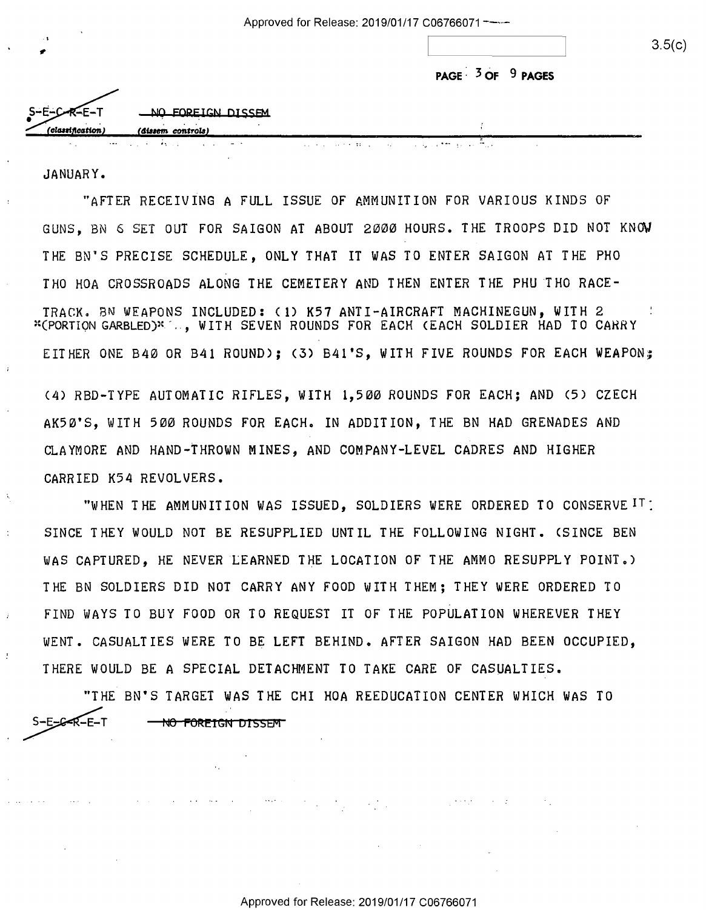JANUARY.

"AFTER RECEIVING A FULL ISSUE OF AMMUNITION FOR VARIOUS KINDS OF GUNS, BN 6 SET OUT FOR SAIGON AT ABOUT 2000 HOURS. THE TROOPS DID NOT KNOW THE BN'S PRECISE SCHEDULE, ONLY THAT IT WAS TO ENTER SAIGON AT THE PHO THO HOA CROSSROADS ALONG THE CEMETERY AND THEN ENTER THE PHU THO RACE-TRACK. BN WEAPONS INCLUDED: (1) K57 ANTI-AIRCRAFT MACHINEGUN, WITH 2 *(PORTION GARBLED)* .., WITH SEVEN ROUNDS FOR EACH (EACH SOLDIER HAD TO CARRY EITHER ONE B40 OR B41 ROUND); (3) B41'S, WITH FIVE ROUNDS FOR EACH WEAPON; (4) RBD-TYPE AUTOMATIC RIFLES, WITH 1,500 ROUNDS FOR EACH; AND (5) CZECH AK50'S, WITH 500 ROUNDS FOR EACH. IN ADDITION, THE BN HAD GRENADES AND CLAYMORE AND HAND-THROWN MINES, AND COMPANY-LEVEL CADRES AND HIGHER CARRIED K54 REVOLVERS.

"WHEN THE AMMUNITION WAS ISSUED, SOLDIERS WERE ORDERED TO CONSERVE IT SINCE THEY WOULD NOT BE RESUPPLIED UNTIL THE FOLLOWING NIGHT. (SINCE BEN WAS CAPTURED, HE NEVER LEARNED THE LOCATION OF THE AMMO RESUPPLY POINT.) THE BN SOLDIERS DID NOT CARRY ANY FOOD WITH THEM; THEY WERE ORDERED TO FIND WAYS TO BUY FOOD OR TO REQUEST IT OF THE POPULATION WHEREVER THEY WENT. CASUALTIES WERE TO BE LEFT BEHIND. AFTER SAIGON HAD BEEN OCCUPIED, THERE WOULD BE A SPECIAL DETACHMENT TO TAKE CARE OF CASUALTIES.

"THE BN'S TARGET WAS THE CHI HOA REEDUCATION CENTER WHICH WAS TO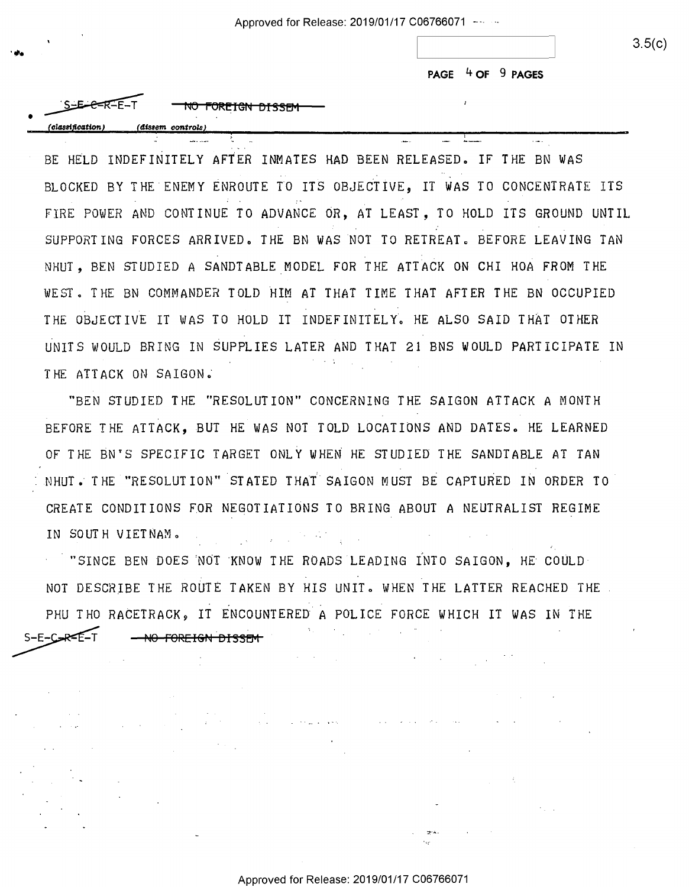BE HELD INDEFINITELY AFTER INMATES HAD BEEN RELEASED. IF THE BN WAS BLOCKED BY THE ENEMY ENROUTE TO ITS OBJECTIVE, IT WAS TO CONCENTRATE ITS FIRE POWER AND CONTINUE TO ADVANCE OR, AT LEAST, TO HOLD ITS GROUND UNTIL SUPPORTING FORCES ARRIVED. THE BN WAS NOT TO RETREAT. BEFORE LEAVING TAN NHUT, BEN STUDIED A SANDTABLE MODEL FOR THE ATTACK ON CHI HOA FROM THE WEST. THE BN COMMANDER TOLD HIM AT THAT TIME THAT AFTER THE BN OCCUPIED THE OBJECTIVE IT WAS TO HOLD IT INDEFINITELY. HE ALSO SAID THAT OTHER UNITS WOULD BRING IN SUPPLIES LATER AND THAT 21 BNS WOULD PARTICIPATE IN THE ATTACK ON SAIGON.

"BEN STUDIED THE "RESOLUTION" CONCERNING THE SAIGON ATTACK A MONTH BEFORE THE ATTACK, BUT HE WAS NOT TOLD LOCATIONS AND DATES. HE LEARNED OF THE BN'S SPECIFIC TARGET ONLY WHEN HE STUDIED THE SANDTABLE AT TAN NHUT. THE "RESOLUTION" STATED THAT SAIGON MUST BE CAPTURED IN ORDER TO CREATE CONDITIONS FOR NEGOTIATIONS TO BRING ABOUT A NEUTRALIST REGIME IN SOUTH VIETNAM.

"SINCE BEN DOES NOT KNOW THE ROADS LEADING INTO SAIGON, HE COULD NOT DESCRIBE THE ROUTE TAKEN BY HIS UNIT. WHEN THE LATTER REACHED THE PHU THO RACETRACK, IT ENCOUNTERED A POLICE FORCE WHICH IT WAS IN THE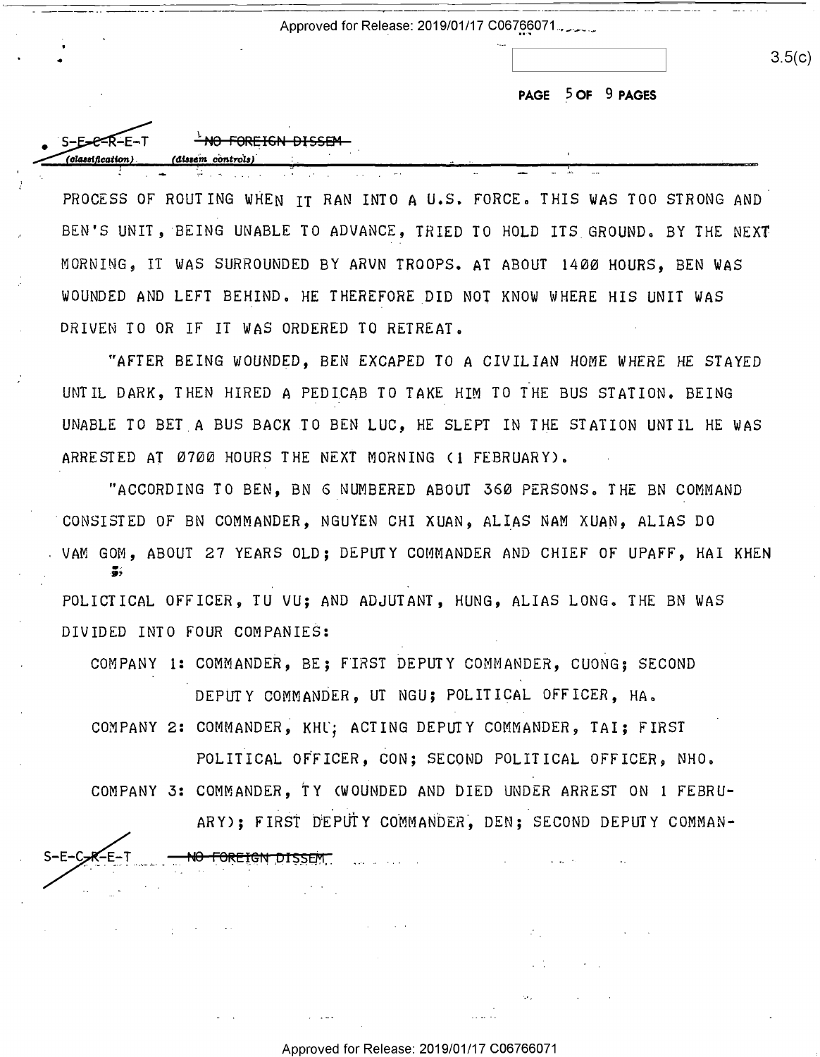PROCESS OF ROUTING WHEN IT RAN INTO A U.S. FORCE. THIS WAS TOO STRONG AND BEN'S UNIT, BEING UNABLE TO ADVANCE, TRIED TO HOLD ITS GROUND. BY THE NEXT MORNING, IT WAS SURROUNDED BY ARVN TROOPS. AT ABOUT 1400 HOURS, BEN WAS WOUNDED AND LEFT BEHIND. HE THEREFORE DID NOT KNOW WHERE HIS UNIT WAS DRIVEN TO OR IF IT WAS ORDERED TO RETREAT.

"AFTER BEING WOUNDED, BEN EXCAPED TO A CIVILIAN HOME WHERE HE STAYED UNTIL DARK, THEN HIRED A PEDICAB TO TAKE HIM TO THE BUS STATION. BEING UNABLE TO BET A BUS BACK TO BEN LUC, HE SLEPT IN THE STATION UNTIL HE WAS ARRESTED AT 0700 HOURS THE NEXT MORNING (1 FEBRUARY).

"ACCORDING TO BEN, BN 6 NUMBERED ABOUT 360 PERSONS. THE BN COMMAND CONSISTED OF BN COMMANDER, NGUYEN CHI XUAN, ALIAS NAM XUAN, ALIAS DO VAM GOM, ABOUT 27 YEARS OLD; DEPUTY COMMANDER AND CHIEF OF UPAFF, HAI KHEN; POLICTICAL OFFICER, TU VU; AND ADJUTANT, HUNG, ALIAS LONG. THE BN WAS DIVIDED INTO FOUR COMPANIES:

COMPANY 1: COMMANDER, BE; FIRST DEPUTY COMMANDER, CUONG; SECOND DEPUTY COMMANDER, UT NGU; POLITICAL OFFICER, HA.

COMPANY 2: COMMANDER, KHL; ACTING DEPUTY COMMANDER, TAI; FIRST POLITICAL OFFICER, CON; SECOND POLITICAL OFFICER, NHO.

COMPANY 3: COMMANDER, TY (WOUNDED AND DIED UNDER ARREST ON 1 FEBRUARY); FIRST DEPUTY COMMANDER, DEN; SECOND DEPUTY COMMAN-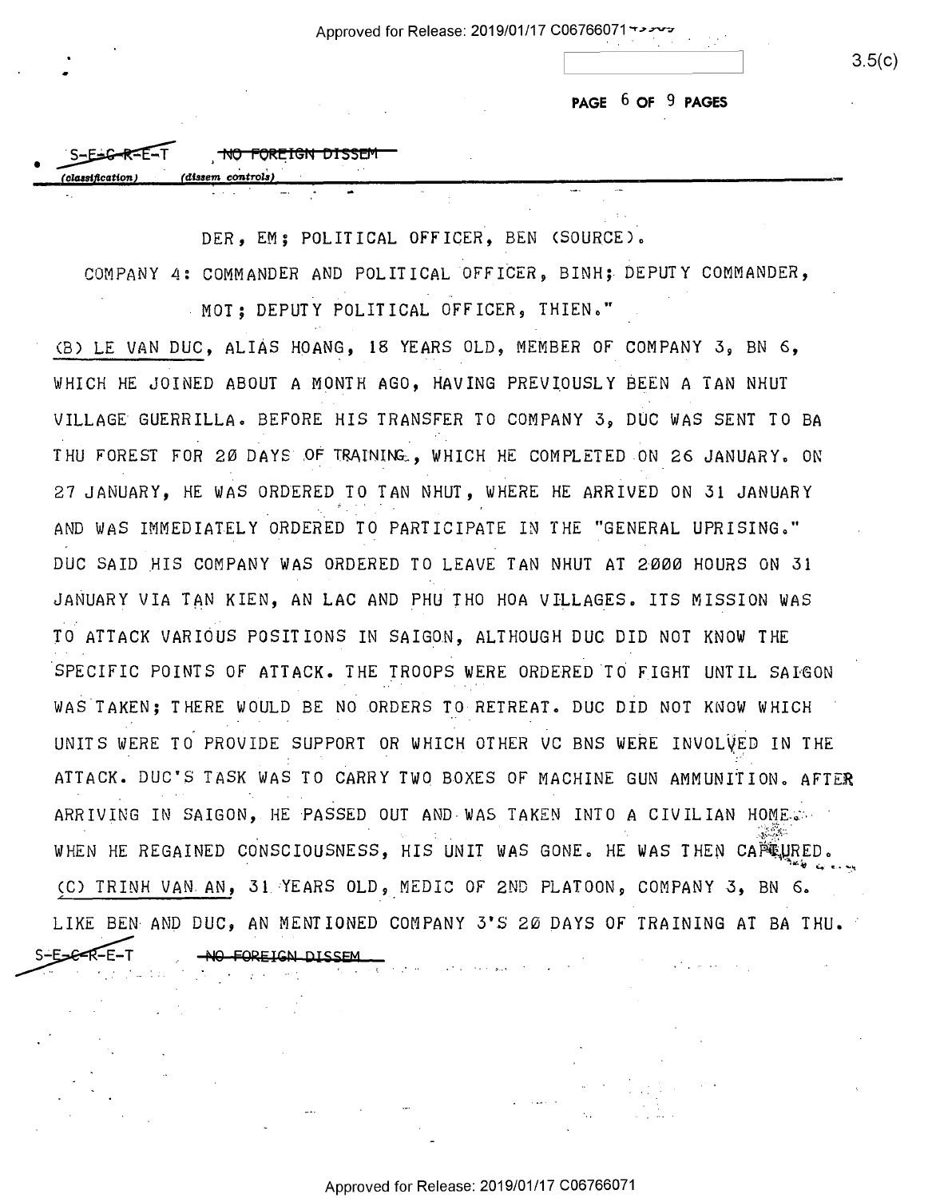DER, EM; POLITICAL OFFICER, BEN (SOURCE).

COMPANY 4: COMMANDER AND POLITICAL OFFICER, BINH; DEPUTY COMMANDER, MOT; DEPUTY POLITICAL OFFICER, THIEN."

(B) LE VAN DUC, ALIAS HOANG, 18 YEARS OLD, MEMBER OF COMPANY 3, BN 6, WHICH HE JOINED ABOUT A MONTH AGO, HAVING PREVIOUSLY BEEN A TAN NHUT VILLAGE GUERRILLA. BEFORE HIS TRANSFER TO COMPANY 3, DUC WAS SENT TO BA THU FOREST FOR 20 DAYS OF TRAINING, WHICH HE COMPLETED ON 26 JANUARY. ON 27 JANUARY, HE WAS ORDERED TO TAN NHUT, WHERE HE ARRIVED ON 31 JANUARY AND WAS IMMEDIATELY ORDERED TO PARTICIPATE IN THE "GENERAL UPRISING." DUC SAID HIS COMPANY WAS ORDERED TO LEAVE TAN NHUT AT 2000 HOURS ON 31 JANUARY VIA TAN KIEN, AN LAC AND PHU THO HOA VILLAGES. ITS MISSION WAS TO ATTACK VARIOUS POSITIONS IN SAIGON, ALTHOUGH DUC DID NOT KNOW THE SPECIFIC POINTS OF ATTACK. THE TROOPS WERE ORDERED TO FIGHT UNTIL SAIGON WAS TAKEN; THERE WOULD BE NO ORDERS TO RETREAT. DUC DID NOT KNOW WHICH UNITS WERE TO PROVIDE SUPPORT OR WHICH OTHER VC BNS WERE INVOLVED IN THE ATTACK. DUC'S TASK WAS TO CARRY TWO BOXES OF MACHINE GUN AMMUNITION. AFTER ARRIVING IN SAIGON, HE PASSED OUT AND WAS TAKEN INTO A CIVILIAN HOME. WHEN HE REGAINED CONSCIOUSNESS, HIS UNIT WAS GONE. HE WAS THEN CAPTURED.

(C) TRINH VAN AN, 31 YEARS OLD, MEDIC OF 2ND PLATOON, COMPANY 3, BN 6. LIKE BEN AND DUC, AN MENTIONED COMPANY 3'S 20 DAYS OF TRAINING AT BA THU.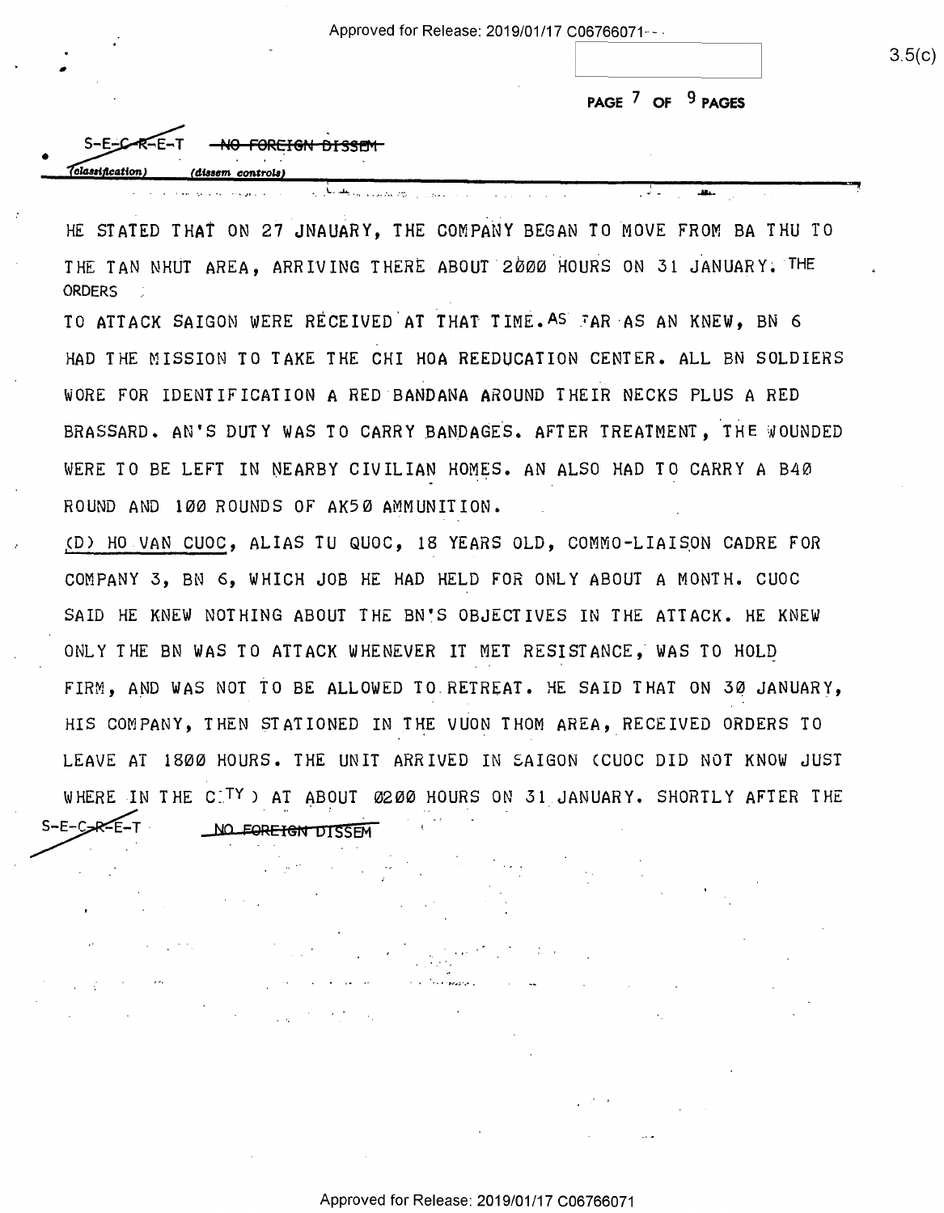S-E-C-R-E-T ~~NO FOREIGN DISSEM~~
(classification) (dissem controls)

HE STATED THAT ON 27 JNAUARY, THE COMPANY BEGAN TO MOVE FROM BA THU TO THE TAN NHUT AREA, ARRIVING THERE ABOUT 2000 HOURS ON 31 JANUARY. THE ORDERS TO ATTACK SAIGON WERE RECEIVED AT THAT TIME. AS FAR AS AN KNEW, BN 6 HAD THE MISSION TO TAKE THE CHI HOA REEDUCATION CENTER. ALL BN SOLDIERS WORE FOR IDENTIFICATION A RED BANDANA AROUND THEIR NECKS PLUS A RED BRASSARD. AN'S DUTY WAS TO CARRY BANDAGES. AFTER TREATMENT, THE WOUNDED WERE TO BE LEFT IN NEARBY CIVILIAN HOMES. AN ALSO HAD TO CARRY A B40 ROUND AND 100 ROUNDS OF AK50 AMMUNITION.

(D) HO VAN CUOC, ALIAS TU QUOC, 18 YEARS OLD, COMMO-LIAISON CADRE FOR COMPANY 3, BN 6, WHICH JOB HE HAD HELD FOR ONLY ABOUT A MONTH. CUOC SAID HE KNEW NOTHING ABOUT THE BN'S OBJECTIVES IN THE ATTACK. HE KNEW ONLY THE BN WAS TO ATTACK WHENEVER IT MET RESISTANCE, WAS TO HOLD FIRM, AND WAS NOT TO BE ALLOWED TO RETREAT. HE SAID THAT ON 30 JANUARY, HIS COMPANY, THEN STATIONED IN THE VUON THOM AREA, RECEIVED ORDERS TO LEAVE AT 1800 HOURS. THE UNIT ARRIVED IN SAIGON (CUOC DID NOT KNOW JUST WHERE IN THE CITY) AT ABOUT 0200 HOURS ON 31 JANUARY. SHORTLY AFTER THE

S-E-C-R-E-T ~~NO FOREIGN DISSEM~~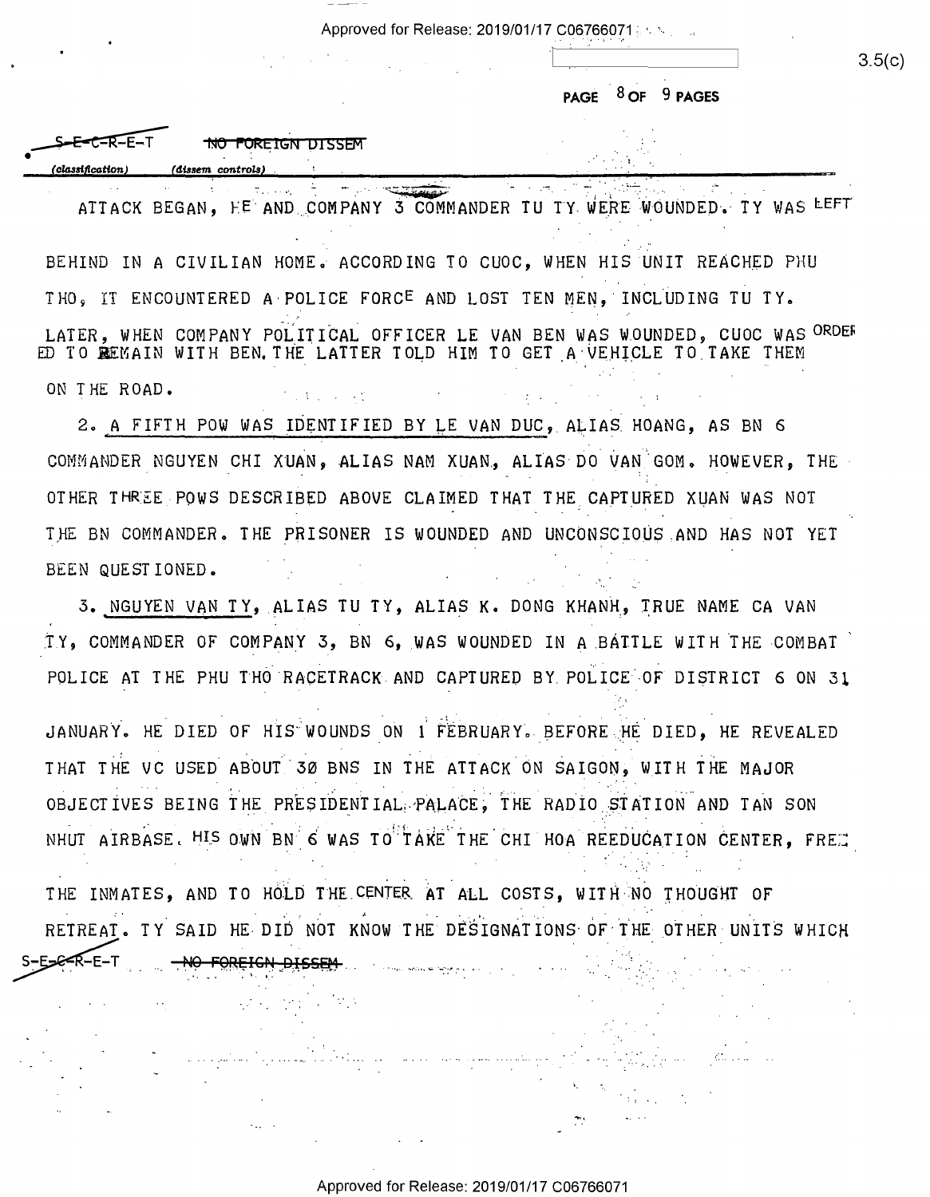S-E-C-R-E-T ~~NO FOREIGN DISSEM~~

*(classification)* *(dissem controls)*

ATTACK BEGAN, HE AND COMPANY 3 COMMANDER TU TY WERE WOUNDED. TY WAS LEFT BEHIND IN A CIVILIAN HOME. ACCORDING TO CUOC, WHEN HIS UNIT REACHED PHU THO, IT ENCOUNTERED A POLICE FORCE AND LOST TEN MEN, INCLUDING TU TY. LATER, WHEN COMPANY POLITICAL OFFICER LE VAN BEN WAS WOUNDED, CUOC WAS ORDERED TO REMAIN WITH BEN. THE LATTER TOLD HIM TO GET A VEHICLE TO TAKE THEM ON THE ROAD.

2. A FIFTH POW WAS IDENTIFIED BY LE VAN DUC, ALIAS HOANG, AS BN 6 COMMANDER NGUYEN CHI XUAN, ALIAS NAM XUAN, ALIAS DO VAN GOM. HOWEVER, THE OTHER THREE POWS DESCRIBED ABOVE CLAIMED THAT THE CAPTURED XUAN WAS NOT THE BN COMMANDER. THE PRISONER IS WOUNDED AND UNCONSCIOUS AND HAS NOT YET BEEN QUESTIONED.

3. NGUYEN VAN TY, ALIAS TU TY, ALIAS K. DONG KHANH, TRUE NAME CA VAN TY, COMMANDER OF COMPANY 3, BN 6, WAS WOUNDED IN A BATTLE WITH THE COMBAT POLICE AT THE PHU THO RACETRACK AND CAPTURED BY POLICE OF DISTRICT 6 ON 31 JANUARY. HE DIED OF HIS WOUNDS ON 1 FEBRUARY. BEFORE HE DIED, HE REVEALED THAT THE VC USED ABOUT 30 BNS IN THE ATTACK ON SAIGON, WITH THE MAJOR OBJECTIVES BEING THE PRESIDENTIAL PALACE, THE RADIO STATION AND TAN SON NHUT AIRBASE. HIS OWN BN 6 WAS TO TAKE THE CHI HOA REEDUCATION CENTER, FREE THE INMATES, AND TO HOLD THE CENTER AT ALL COSTS, WITH NO THOUGHT OF RETREAT. TY SAID HE DID NOT KNOW THE DESIGNATIONS OF THE OTHER UNITS WHICH

S-E-C-R-E-T ~~NO FOREIGN DISSEM~~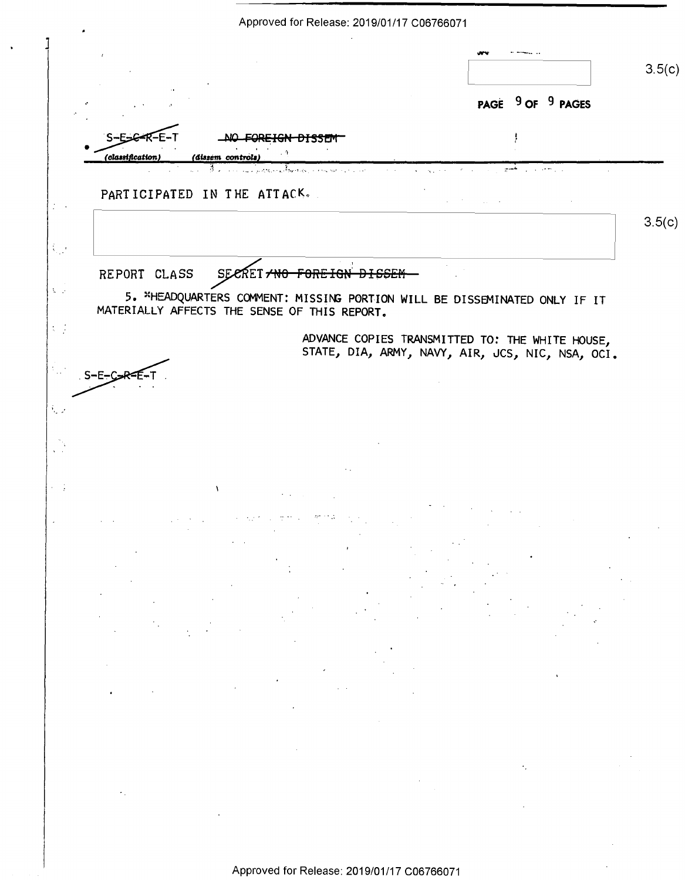S-E-C-R-E-T ~~NO FOREIGN DISSEM~~

(classification) (dissem controls)

PARTICIPATED IN THE ATTACK.

3.5(c)

REPORT CLASS SECRET/~~NO FOREIGN DISSEM~~

5. *HEADQUARTERS COMMENT: MISSING PORTION WILL BE DISSEMINATED ONLY IF IT MATERIALLY AFFECTS THE SENSE OF THIS REPORT.

ADVANCE COPIES TRANSMITTED TO: THE WHITE HOUSE, STATE, DIA, ARMY, NAVY, AIR, JCS, NIC, NSA, OCI.

S-E-C-R-E-T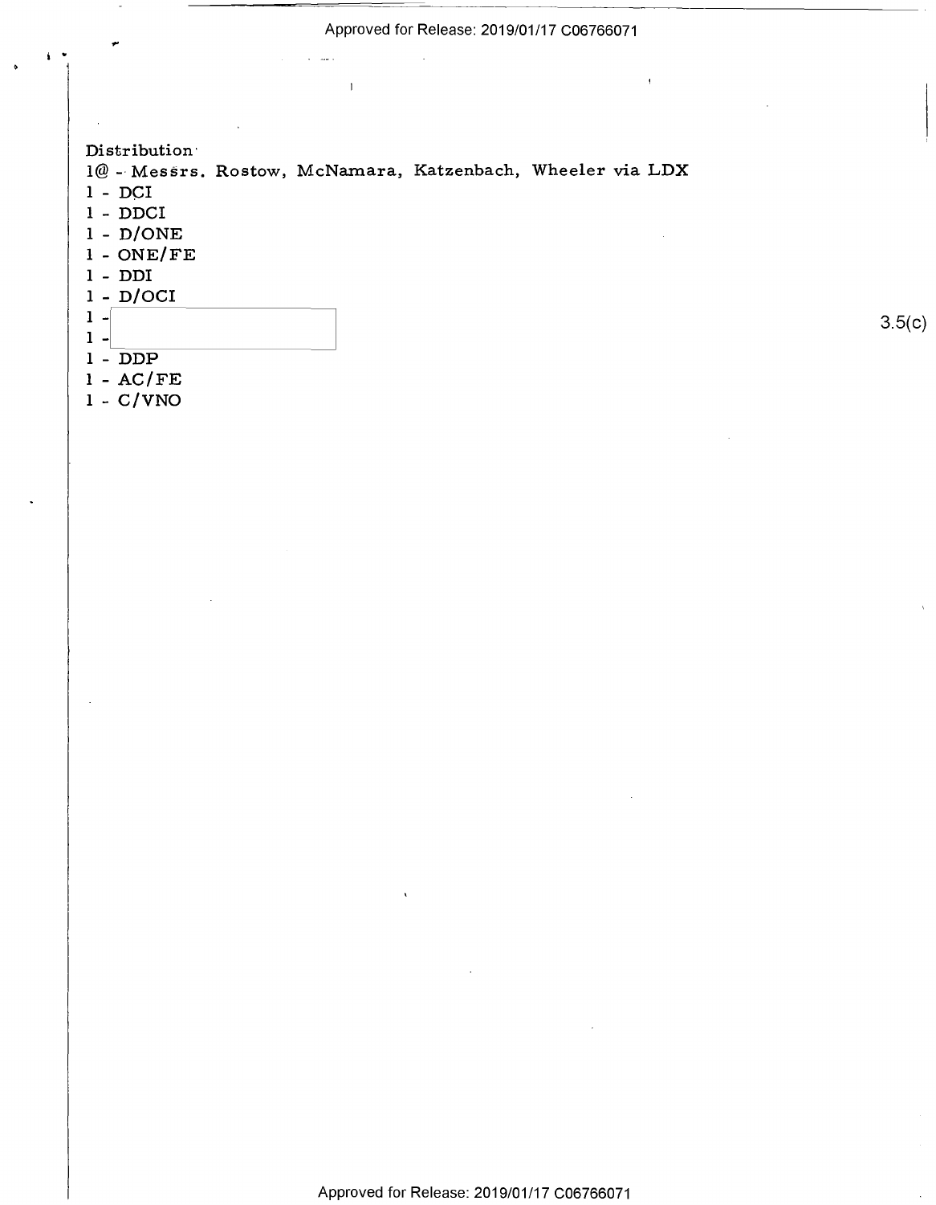Distribution
1@ - Messrs. Rostow, McNamara, Katzenbach, Wheeler via LDX
1 - DCI
1 - DDCI
1 - D/ONE
1 - ONE/FE
1 - DDI
1 - D/OCI
1 -
1 -
1 - DDP
1 - AC/FE
1 - C/VNO

3.5(c)